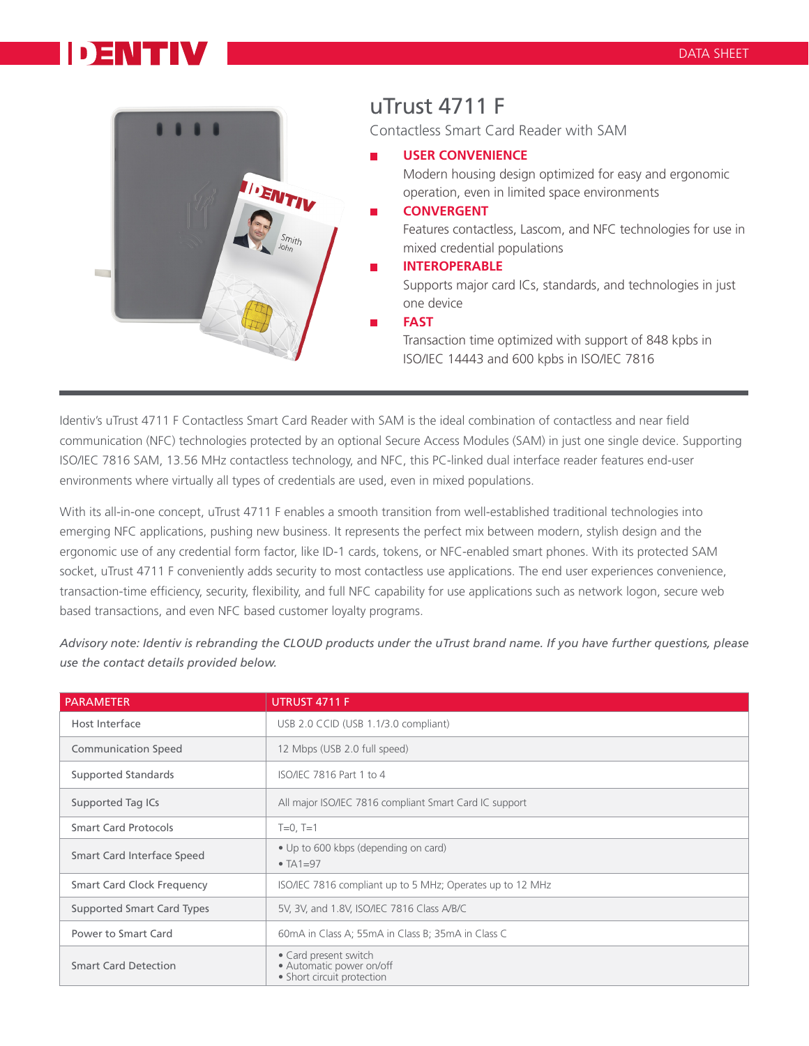DATA SHEET

# uTrust 4711 F

Contactless Smart Card Reader with SAM

- **USER CONVENIENCE**
  Modern housing design optimized for easy and ergonomic operation, even in limited space environments
- **CONVERGENT**
  Features contactless, Lascom, and NFC technologies for use in mixed credential populations
- **INTEROPERABLE**
  Supports major card ICs, standards, and technologies in just one device
- **FAST**
  Transaction time optimized with support of 848 kpbs in ISO/IEC 14443 and 600 kpbs in ISO/IEC 7816

Identiv's uTrust 4711 F Contactless Smart Card Reader with SAM is the ideal combination of contactless and near field communication (NFC) technologies protected by an optional Secure Access Modules (SAM) in just one single device. Supporting ISO/IEC 7816 SAM, 13.56 MHz contactless technology, and NFC, this PC-linked dual interface reader features end-user environments where virtually all types of credentials are used, even in mixed populations.

With its all-in-one concept, uTrust 4711 F enables a smooth transition from well-established traditional technologies into emerging NFC applications, pushing new business. It represents the perfect mix between modern, stylish design and the ergonomic use of any credential form factor, like ID-1 cards, tokens, or NFC-enabled smart phones. With its protected SAM socket, uTrust 4711 F conveniently adds security to most contactless use applications. The end user experiences convenience, transaction-time efficiency, security, flexibility, and full NFC capability for use applications such as network logon, secure web based transactions, and even NFC based customer loyalty programs.

*Advisory note: Identiv is rebranding the CLOUD products under the uTrust brand name. If you have further questions, please use the contact details provided below.*

| PARAMETER | UTRUST 4711 F |
| --- | --- |
| Host Interface | USB 2.0 CCID (USB 1.1/3.0 compliant) |
| Communication Speed | 12 Mbps (USB 2.0 full speed) |
| Supported Standards | ISO/IEC 7816 Part 1 to 4 |
| Supported Tag ICs | All major ISO/IEC 7816 compliant Smart Card IC support |
| Smart Card Protocols | T=0, T=1 |
| Smart Card Interface Speed | • Up to 600 kbps (depending on card)<br>• TA1=97 |
| Smart Card Clock Frequency | ISO/IEC 7816 compliant up to 5 MHz; Operates up to 12 MHz |
| Supported Smart Card Types | 5V, 3V, and 1.8V, ISO/IEC 7816 Class A/B/C |
| Power to Smart Card | 60mA in Class A; 55mA in Class B; 35mA in Class C |
| Smart Card Detection | • Card present switch<br>• Automatic power on/off<br>• Short circuit protection |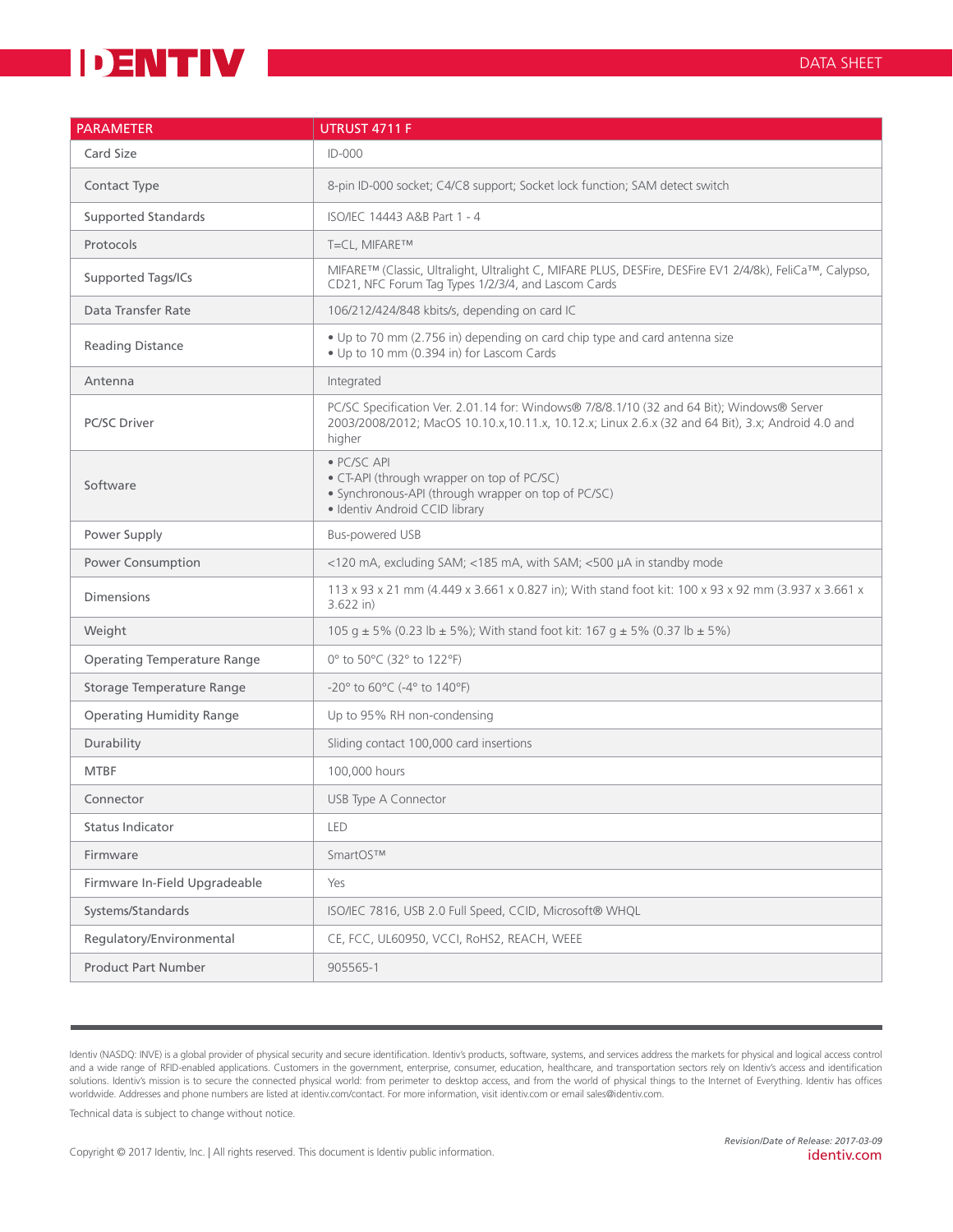| PARAMETER | UTRUST 4711 F |
|---|---|
| Card Size | ID-000 |
| Contact Type | 8-pin ID-000 socket; C4/C8 support; Socket lock function; SAM detect switch |
| Supported Standards | ISO/IEC 14443 A&B Part 1 - 4 |
| Protocols | T=CL, MIFARE™ |
| Supported Tags/ICs | MIFARE™ (Classic, Ultralight, Ultralight C, MIFARE PLUS, DESFire, DESFire EV1 2/4/8k), FeliCa™, Calypso, CD21, NFC Forum Tag Types 1/2/3/4, and Lascom Cards |
| Data Transfer Rate | 106/212/424/848 kbits/s, depending on card IC |
| Reading Distance | • Up to 70 mm (2.756 in) depending on card chip type and card antenna size<br>• Up to 10 mm (0.394 in) for Lascom Cards |
| Antenna | Integrated |
| PC/SC Driver | PC/SC Specification Ver. 2.01.14 for: Windows® 7/8/8.1/10 (32 and 64 Bit); Windows® Server 2003/2008/2012; MacOS 10.10.x,10.11.x, 10.12.x; Linux 2.6.x (32 and 64 Bit), 3.x; Android 4.0 and higher |
| Software | • PC/SC API<br>• CT-API (through wrapper on top of PC/SC)<br>• Synchronous-API (through wrapper on top of PC/SC)<br>• Identiv Android CCID library |
| Power Supply | Bus-powered USB |
| Power Consumption | <120 mA, excluding SAM; <185 mA, with SAM; <500 µA in standby mode |
| Dimensions | 113 x 93 x 21 mm (4.449 x 3.661 x 0.827 in); With stand foot kit: 100 x 93 x 92 mm (3.937 x 3.661 x 3.622 in) |
| Weight | 105 g ± 5% (0.23 lb ± 5%); With stand foot kit: 167 g ± 5% (0.37 lb ± 5%) |
| Operating Temperature Range | 0° to 50°C (32° to 122°F) |
| Storage Temperature Range | -20° to 60°C (-4° to 140°F) |
| Operating Humidity Range | Up to 95% RH non-condensing |
| Durability | Sliding contact 100,000 card insertions |
| MTBF | 100,000 hours |
| Connector | USB Type A Connector |
| Status Indicator | LED |
| Firmware | SmartOS™ |
| Firmware In-Field Upgradeable | Yes |
| Systems/Standards | ISO/IEC 7816, USB 2.0 Full Speed, CCID, Microsoft® WHQL |
| Regulatory/Environmental | CE, FCC, UL60950, VCCI, RoHS2, REACH, WEEE |
| Product Part Number | 905565-1 |

Identiv (NASDQ: INVE) is a global provider of physical security and secure identification. Identiv's products, software, systems, and services address the markets for physical and logical access control and a wide range of RFID-enabled applications. Customers in the government, enterprise, consumer, education, healthcare, and transportation sectors rely on Identiv's access and identification solutions. Identiv's mission is to secure the connected physical world: from perimeter to desktop access, and from the world of physical things to the Internet of Everything. Identiv has offices worldwide. Addresses and phone numbers are listed at identiv.com/contact. For more information, visit identiv.com or email sales@identiv.com.

Technical data is subject to change without notice.

Copyright © 2017 Identiv, Inc. | All rights reserved. This document is Identiv public information.

*Revision/Date of Release: 2017-03-09*

identiv.com